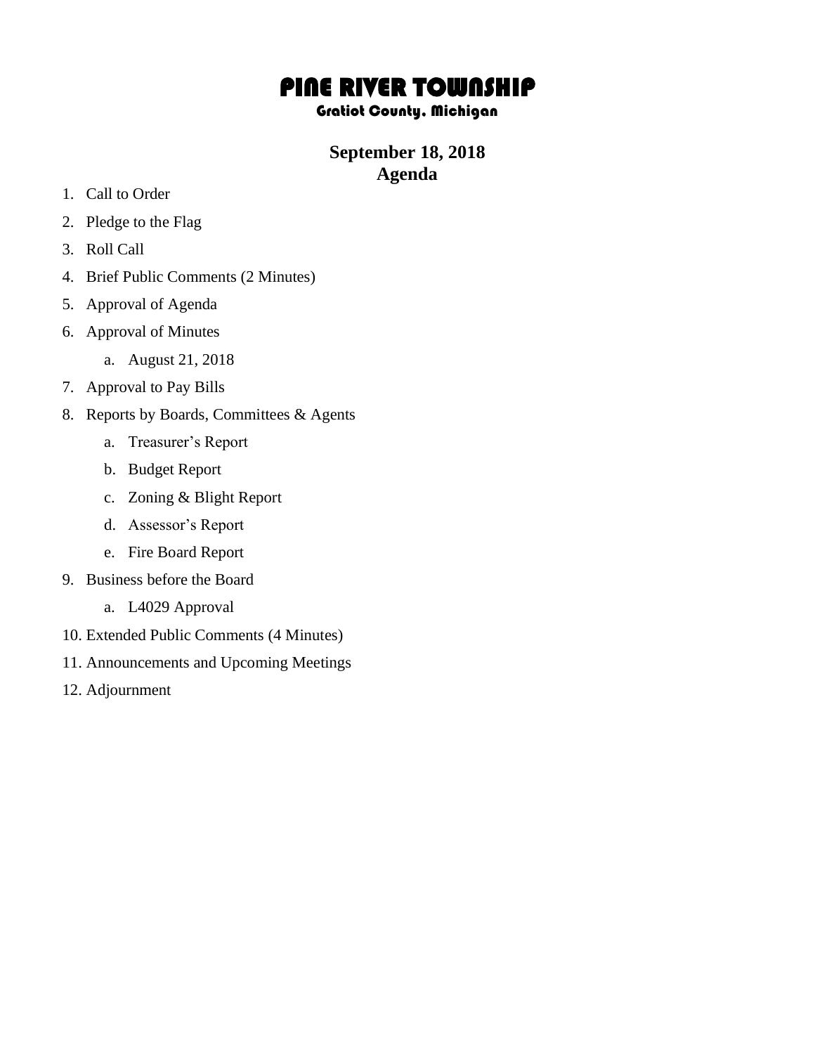# PINE RIVER TOWNSHIP

### Gratiot County, Michigan

## September 18, 2018
## Agenda

1. Call to Order
2. Pledge to the Flag
3. Roll Call
4. Brief Public Comments (2 Minutes)
5. Approval of Agenda
6. Approval of Minutes
    a. August 21, 2018
7. Approval to Pay Bills
8. Reports by Boards, Committees & Agents
    a. Treasurer's Report
    b. Budget Report
    c. Zoning & Blight Report
    d. Assessor's Report
    e. Fire Board Report
9. Business before the Board
    a. L4029 Approval
10. Extended Public Comments (4 Minutes)
11. Announcements and Upcoming Meetings
12. Adjournment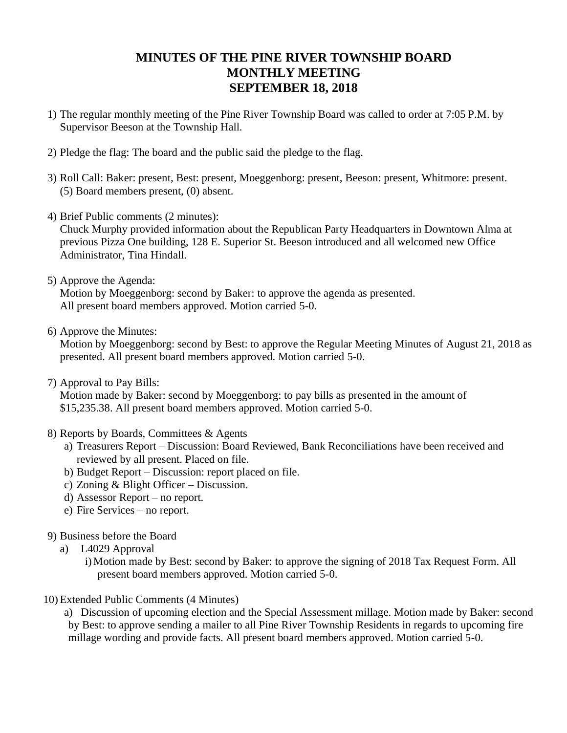# MINUTES OF THE PINE RIVER TOWNSHIP BOARD MONTHLY MEETING SEPTEMBER 18, 2018

1) The regular monthly meeting of the Pine River Township Board was called to order at 7:05 P.M. by Supervisor Beeson at the Township Hall.

2) Pledge the flag: The board and the public said the pledge to the flag.

3) Roll Call: Baker: present, Best: present, Moeggenborg: present, Beeson: present, Whitmore: present. (5) Board members present, (0) absent.

4) Brief Public comments (2 minutes):
   Chuck Murphy provided information about the Republican Party Headquarters in Downtown Alma at previous Pizza One building, 128 E. Superior St. Beeson introduced and all welcomed new Office Administrator, Tina Hindall.

5) Approve the Agenda:
   Motion by Moeggenborg: second by Baker: to approve the agenda as presented.
   All present board members approved. Motion carried 5-0.

6) Approve the Minutes:
   Motion by Moeggenborg: second by Best: to approve the Regular Meeting Minutes of August 21, 2018 as presented. All present board members approved. Motion carried 5-0.

7) Approval to Pay Bills:
   Motion made by Baker: second by Moeggenborg: to pay bills as presented in the amount of $15,235.38. All present board members approved. Motion carried 5-0.

8) Reports by Boards, Committees & Agents
   a) Treasurers Report – Discussion: Board Reviewed, Bank Reconciliations have been received and reviewed by all present. Placed on file.
   b) Budget Report – Discussion: report placed on file.
   c) Zoning & Blight Officer – Discussion.
   d) Assessor Report – no report.
   e) Fire Services – no report.

9) Business before the Board
   a) L4029 Approval
      i) Motion made by Best: second by Baker: to approve the signing of 2018 Tax Request Form. All present board members approved. Motion carried 5-0.

10) Extended Public Comments (4 Minutes)
    a) Discussion of upcoming election and the Special Assessment millage. Motion made by Baker: second by Best: to approve sending a mailer to all Pine River Township Residents in regards to upcoming fire millage wording and provide facts. All present board members approved. Motion carried 5-0.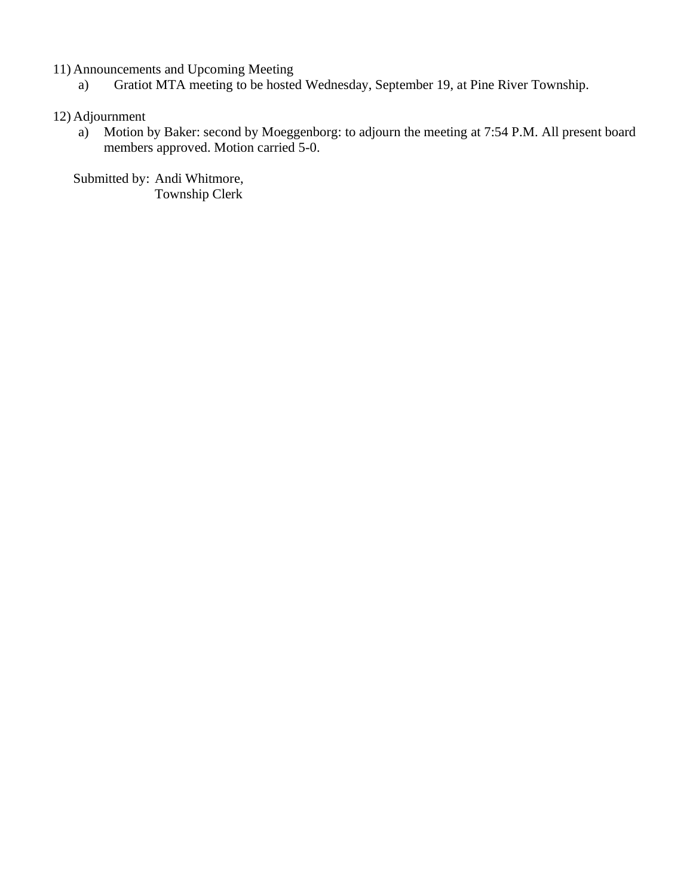11) Announcements and Upcoming Meeting

  a) Gratiot MTA meeting to be hosted Wednesday, September 19, at Pine River Township.

12) Adjournment

  a) Motion by Baker: second by Moeggenborg: to adjourn the meeting at 7:54 P.M. All present board members approved. Motion carried 5-0.

Submitted by: Andi Whitmore,
Township Clerk